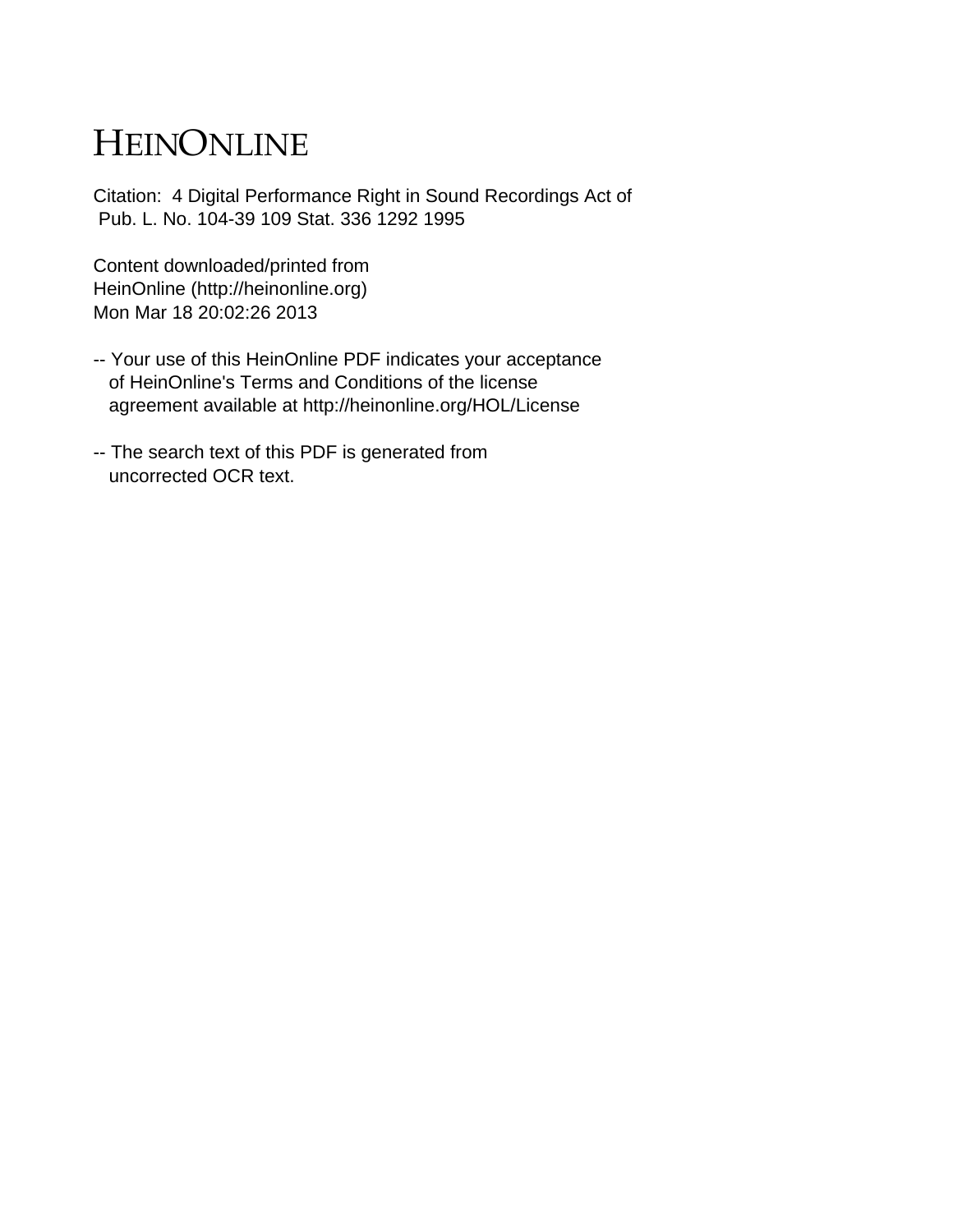# HEINONLINE

Citation: 4 Digital Performance Right in Sound Recordings Act of Pub. L. No. 104-39 109 Stat. 336 1292 1995

Content downloaded/printed from
HeinOnline (http://heinonline.org)
Mon Mar 18 20:02:26 2013

-- Your use of this HeinOnline PDF indicates your acceptance of HeinOnline's Terms and Conditions of the license agreement available at http://heinonline.org/HOL/License

-- The search text of this PDF is generated from uncorrected OCR text.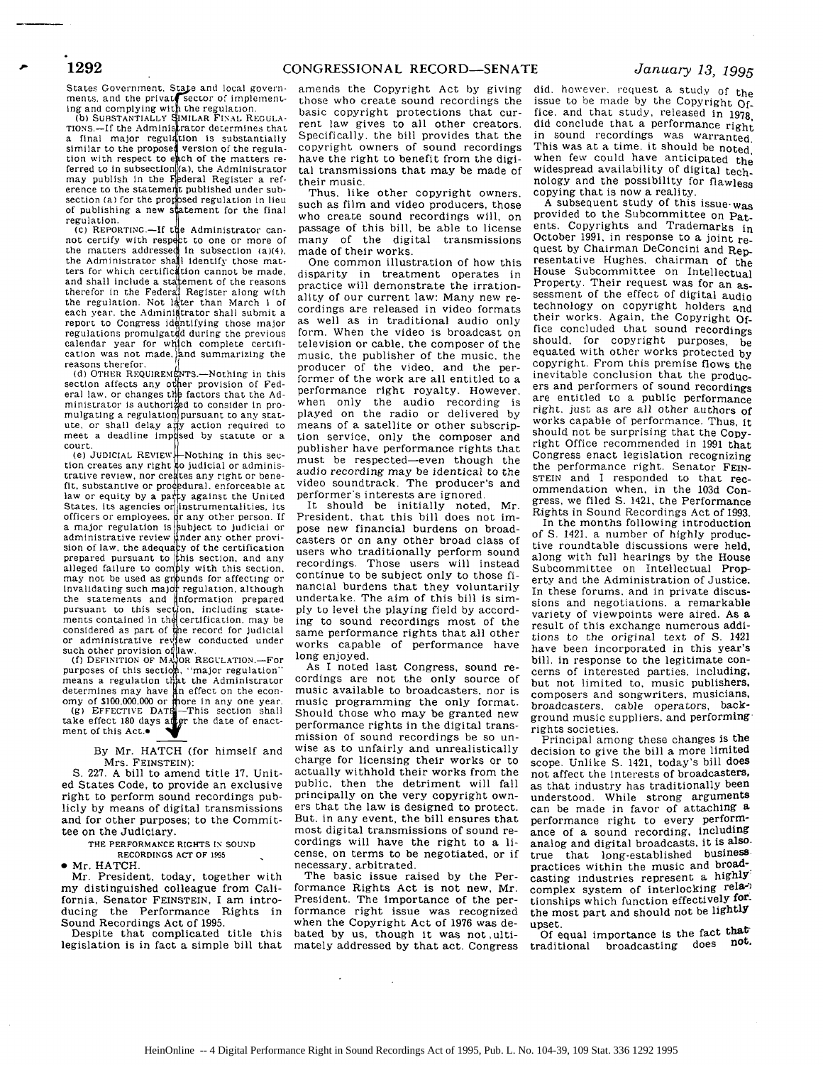States Government, State and local governments, and the private sector of implementing and complying with the regulation.

(b) SUBSTANTIALLY SIMILAR FINAL REGULATIONS.—If the Administrator determines that a final major regulation is substantially similar to the proposed version of the regulation with respect to each of the matters referred to in subsection (a), the Administrator may publish in the Federal Register a reference to the statement published under subsection (a) for the proposed regulation in lieu of publishing a new statement for the final regulation.

(c) REPORTING.—If the Administrator cannot certify with respect to one or more of the matters addressed in subsection (a)(4), the Administrator shall identify those matters for which certification cannot be made, and shall include a statement of the reasons therefor in the Federal Register along with the regulation. Not later than March 1 of each year, the Administrator shall submit a report to Congress identifying those major regulations promulgated during the previous calendar year for which complete certification was not made, and summarizing the reasons therefor.

(d) OTHER REQUIREMENTS.—Nothing in this section affects any other provision of Federal law, or changes the factors that the Administrator is authorized to consider in promulgating a regulation pursuant to any statute, or shall delay any action required to meet a deadline imposed by statute or a court.

(e) JUDICIAL REVIEW.—Nothing in this section creates any right to judicial or administrative review, nor creates any right or benefit, substantive or procedural, enforceable at law or equity by a party against the United States, its agencies or instrumentalities, its officers or employees, or any other person. If a major regulation is subject to judicial or administrative review under any other provision of law, the adequacy of the certification prepared pursuant to this section, and any alleged failure to comply with this section, may not be used as grounds for affecting or invalidating such major regulation, although the statements and information prepared pursuant to this section, including statements contained in the certification, may be considered as part of the record for judicial or administrative review conducted under such other provision of law.

(f) DEFINITION OF MAJOR REGULATION.—For purposes of this section, "major regulation" means a regulation that the Administrator determines may have an effect on the economy of $100,000,000 or more in any one year.

(g) EFFECTIVE DATE.—This section shall take effect 180 days after the date of enactment of this Act.●

By Mr. HATCH (for himself and Mrs. FEINSTEIN):

S. 227. A bill to amend title 17, United States Code, to provide an exclusive right to perform sound recordings publicly by means of digital transmissions and for other purposes; to the Committee on the Judiciary.

THE PERFORMANCE RIGHTS IN SOUND RECORDINGS ACT OF 1995

● Mr. HATCH.

Mr. President, today, together with my distinguished colleague from California, Senator FEINSTEIN, I am introducing the Performance Rights in Sound Recordings Act of 1995.

Despite that complicated title this legislation is in fact a simple bill that amends the Copyright Act by giving those who create sound recordings the basic copyright protections that current law gives to all other creators. Specifically, the bill provides that the copyright owners of sound recordings have the right to benefit from the digital transmissions that may be made of their music.

Thus, like other copyright owners, such as film and video producers, those who create sound recordings will, on passage of this bill, be able to license many of the digital transmissions made of their works.

One common illustration of how this disparity in treatment operates in practice will demonstrate the irrationality of our current law: Many new recordings are released in video formats as well as in traditional audio only form. When the video is broadcast on television or cable, the composer of the music, the publisher of the music, the producer of the video, and the performer of the work are all entitled to a performance right royalty. However, when only the audio recording is played on the radio or delivered by means of a satellite or other subscription service, only the composer and publisher have performance rights that must be respected—even though the *audio recording may be identical to the video soundtrack.* The producer's and performer's interests are ignored.

It should be initially noted, Mr. President, that this bill does not impose new financial burdens on broadcasters or on any other broad class of users who traditionally perform sound recordings. Those users will instead continue to be subject only to those financial burdens that they voluntarily undertake. The aim of this bill is simply to level the playing field by according to sound recordings most of the same performance rights that all other works capable of performance have long enjoyed.

As I noted last Congress, sound recordings are not the only source of music available to broadcasters, nor is music programming the only format. Should those who may be granted new performance rights in the digital transmission of sound recordings be so unwise as to unfairly and unrealistically charge for licensing their works or to actually withhold their works from the public, then the detriment will fall principally on the very copyright owners that the law is designed to protect. But, in any event, the bill ensures that most digital transmissions of sound recordings will have the right to a license, on terms to be negotiated, or if necessary, arbitrated.

The basic issue raised by the Performance Rights Act is not new, Mr. President. The importance of the performance right issue was recognized when the Copyright Act of 1976 was debated by us, though it was not ultimately addressed by that act. Congress did, however, request a study of the issue to be made by the Copyright Office, and that study, released in 1978, did conclude that a performance right in sound recordings was warranted. This was at a time, it should be noted, when few could have anticipated the widespread availability of digital technology and the possibility for flawless copying that is now a reality.

A subsequent study of this issue was provided to the Subcommittee on Patents, Copyrights and Trademarks in October 1991, in response to a joint request by Chairman DeConcini and Representative Hughes, chairman of the House Subcommittee on Intellectual Property. Their request was for an assessment of the effect of digital audio technology on copyright holders and their works. Again, the Copyright Office concluded that sound recordings should, for copyright purposes, be equated with other works protected by copyright. From this premise flows the inevitable conclusion that the producers and performers of sound recordings are entitled to a public performance right, just as are all other authors of works capable of performance. Thus, it should not be surprising that the Copyright Office recommended in 1991 that Congress enact legislation recognizing the performance right. Senator FEINSTEIN and I responded to that recommendation when, in the 103d Congress, we filed S. 1421, the Performance Rights in Sound Recordings Act of 1993.

In the months following introduction of S. 1421, a number of highly productive roundtable discussions were held, along with full hearings by the House Subcommittee on Intellectual Property and the Administration of Justice. In these forums, and in private discussions and negotiations, a remarkable variety of viewpoints were aired. As a result of this exchange numerous additions to the original text of S. 1421 have been incorporated in this year's bill, in response to the legitimate concerns of interested parties, including, but not limited to, music publishers, composers and songwriters, musicians, broadcasters, cable operators, background music suppliers, and performing rights societies.

Principal among these changes is the decision to give the bill a more limited scope. Unlike S. 1421, today's bill does not affect the interests of broadcasters, as that industry has traditionally been understood. While strong arguments can be made in favor of attaching a performance right to every performance of a sound recording, including analog and digital broadcasts, it is also true that long-established business practices within the music and broadcasting industries represent a highly complex system of interlocking relationships which function effectively for the most part and should not be lightly upset.

Of equal importance is the fact that traditional broadcasting does not,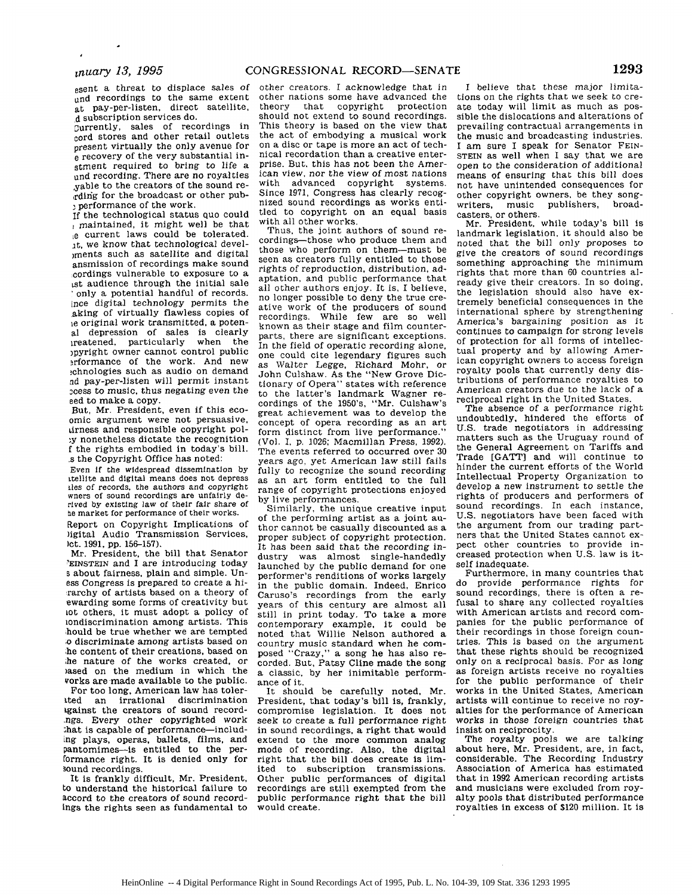esent a threat to displace sales of und recordings to the same extent at pay-per-listen, direct satellite, d subscription services do.

Currently, sales of recordings in cord stores and other retail outlets present virtually the only avenue for e recovery of the very substantial instment required to bring to life a und recording. There are no royalties yable to the creators of the sound recording for the broadcast or other pub-performance of the work.

If the technological status quo could maintained, it might well be that e current laws could be tolerated. it, we know that technological developments such as satellite and digital ansmission of recordings make sound cordings vulnerable to exposure to a st audience through the initial sale only a potential handful of records. nce digital technology permits the aking of virtually flawless copies of e original work transmitted, a potenal depression of sales is clearly reatened, particularly when the pyright owner cannot control public rformance of the work. And new chnologies such as audio on demand nd pay-per-listen will permit instant cess to music, thus negating even the eed to make a copy.

But, Mr. President, even if this ecoomic argument were not persuasive, irness and responsible copyright poly nonetheless dictate the recognition f the rights embodied in today's bill. s the Copyright Office has noted:

> Even if the widespread dissemination by tellite and digital means does not depress les of records, the authors and copyright wners of sound recordings are unfairly derived by existing law of their fair share of he market for performance of their works.

Report on Copyright Implications of Digital Audio Transmission Services, ct. 1991, pp. 156–157).

Mr. President, the bill that Senator EINSTEIN and I are introducing today s about fairness, plain and simple. Unss Congress is prepared to create a hirarchy of artists based on a theory of ewarding some forms of creativity but ot others, it must adopt a policy of ondiscrimination among artists. This hould be true whether we are tempted o discriminate among artists based on he content of their creations, based on he nature of the works created, or ased on the medium in which the vorks are made available to the public.

For too long, American law has toleruted an irrational discrimination against the creators of sound recordngs. Every other copyrighted work that is capable of performance—including plays, operas, ballets, films, and pantomimes—is entitled to the performance right. It is denied only for sound recordings.

It is frankly difficult, Mr. President, to understand the historical failure to accord to the creators of sound recordings the rights seen as fundamental to other creators. I acknowledge that in other nations some have advanced the theory that copyright protection should not extend to sound recordings. This theory is based on the view that the act of embodying a musical work on a disc or tape is more an act of technical recordation than a creative enterprise. But, this has not been the American view, nor the view of most nations with advanced copyright systems. Since 1971, Congress has clearly recognized sound recordings as works entitled to copyright on an equal basis with all other works.

Thus, the joint authors of sound recordings—those who produce them and those who perform on them—must be seen as creators fully entitled to those rights of reproduction, distribution, adaptation, and public performance that all other authors enjoy. It is, I believe, no longer possible to deny the true creative work of the producers of sound recordings. While few are so well known as their stage and film counterparts, there are significant exceptions. In the field of operatic recording alone, one could cite legendary figures such as Walter Legge, Richard Mohr, or John Culshaw. As the "New Grove Dictionary of Opera" states with reference to the latter's landmark Wagner recordings of the 1950's, "Mr. Culshaw's great achievement was to develop the concept of opera recording as an art form distinct from live performance." (Vol. I, p. 1026; Macmillan Press, 1992). The events referred to occurred over 30 years ago, yet American law still fails fully to recognize the sound recording as an art form entitled to the full range of copyright protections enjoyed by live performances.

Similarly, the unique creative input of the performing artist as a joint author cannot be casually discounted as a proper subject of copyright protection. It has been said that the recording industry was almost single-handedly launched by the public demand for one performer's renditions of works largely in the public domain. Indeed, Enrico Caruso's recordings from the early years of this century are almost all still in print today. To take a more contemporary example, it could be noted that Willie Nelson authored a country music standard when he composed "Crazy," a song he has also recorded. But, Patsy Cline made the song a classic, by her inimitable performance of it.

It should be carefully noted, Mr. President, that today's bill is, frankly, compromise legislation. It does not seek to create a full performance right in sound recordings, a right that would extend to the more common analog mode of recording. Also, the digital right that the bill does create is limited to subscription transmissions. Other public performances of digital recordings are still exempted from the public performance right that the bill would create.

I believe that these major limitations on the rights that we seek to create today will limit as much as possible the dislocations and alterations of prevailing contractual arrangements in the music and broadcasting industries. I am sure I speak for Senator FEINSTEIN as well when I say that we are open to the consideration of additional means of ensuring that this bill does not have unintended consequences for other copyright owners, be they songwriters, music publishers, broadcasters, or others.

Mr. President, while today's bill is landmark legislation, it should also be noted that the bill only proposes to give the creators of sound recordings something approaching the minimum rights that more than 60 countries already give their creators. In so doing, the legislation should also have extremely beneficial consequences in the international sphere by strengthening America's bargaining position as it continues to campaign for strong levels of protection for all forms of intellectual property and by allowing American copyright owners to access foreign royalty pools that currently deny distributions of performance royalties to American creators due to the lack of a reciprocal right in the United States.

The absence of a performance right undoubtedly, hindered the efforts of U.S. trade negotiators in addressing matters such as the Uruguay round of the General Agreement on Tariffs and Trade [GATT] and will continue to hinder the current efforts of the World Intellectual Property Organization to develop a new instrument to settle the rights of producers and performers of sound recordings. In each instance, U.S. negotiators have been faced with the argument from our trading partners that the United States cannot expect other countries to provide increased protection when U.S. law is itself inadequate.

Furthermore, in many countries that do provide performance rights for sound recordings, there is often a refusal to share any collected royalties with American artists and record companies for the public performance of their recordings in those foreign countries. This is based on the argument that these rights should be recognized only on a reciprocal basis. For as long as foreign artists receive no royalties for the public performance of their works in the United States, American artists will continue to receive no royalties for the performance of American works in those foreign countries that insist on reciprocity.

The royalty pools we are talking about here, Mr. President, are, in fact, considerable. The Recording Industry Association of America has estimated that in 1992 American recording artists and musicians were excluded from royalty pools that distributed performance royalties in excess of $120 million. It is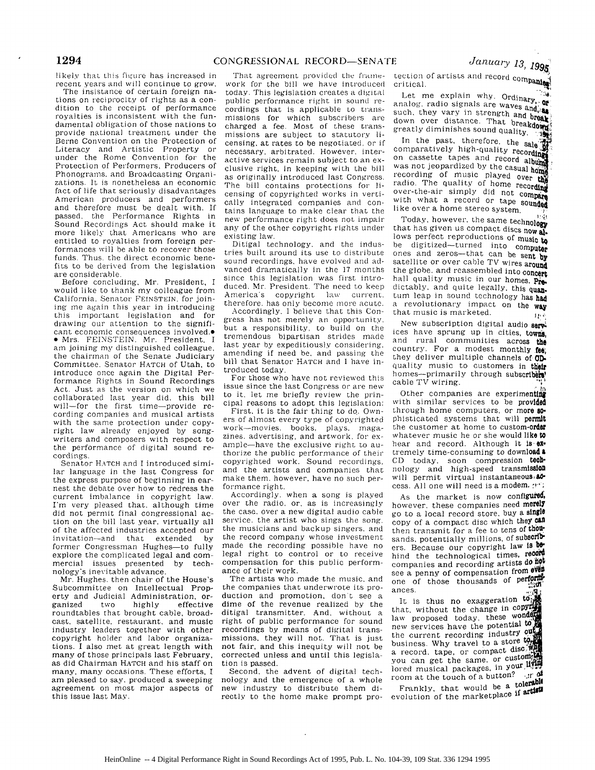likely that this figure has increased in recent years and will continue to grow.

The insistance of certain foreign nations on reciprocity of rights as a condition to the receipt of performance royalties is inconsistent with the fundamental obligation of those nations to provide national treatment under the Berne Convention on the Protection of Literacy and Artistic Property or under the Rome Convention for the Protection of Performers, Producers of Phonograms, and Broadcasting Organizations. It is nonetheless an economic fact of life that seriously disadvantages American producers and performers and therefore must be dealt with. If passed, the Performance Rights in Sound Recordings Act should make it more likely that Americans who are entitled to royalties from foreign performances will be able to recover those funds. Thus, the direct economic benefits to be derived from the legislation are considerable.

Before concluding, Mr. President, I would like to thank my colleague from California, Senator FEINSTEIN, for joining me again this year in introducing this important legislation and for drawing our attention to the significant economic consequences involved.●

● Mrs. FEINSTEIN. Mr. President, I am joining my distinguished colleague, the chairman of the Senate Judiciary Committee, Senator HATCH of Utah, to introduce once again the Digital Performance Rights in Sound Recordings Act. Just as the version on which we collaborated last year did, this bill will—for the first time—provide recording companies and musical artists with the same protection under copyright law already enjoyed by songwriters and composers with respect to the performance of digital sound recordings.

Senator HATCH and I introduced similar language in the last Congress for the express purpose of beginning in earnest the debate over how to redress the current imbalance in copyright law. I'm very pleased that, although time did not permit final congressional action on the bill last year, virtually all of the affected industries accepted our invitation—and that extended by former Congressman Hughes—to fully explore the complicated legal and commercial issues presented by technology's inevitable advance.

Mr. Hughes, then chair of the House's Subcommittee on Intellectual Property and Judicial Administration, organized two highly effective roundtables that brought cable, broadcast, satellite, restaurant, and music industry leaders together with other copyright holder and labor organizations. I also met at great length with many of those principals last February, as did Chairman HATCH and his staff on many, many occasions. These efforts, I am pleased to say, produced a sweeping agreement on most major aspects of this issue last May.

That agreement provided the framework for the bill we have introduced today. This legislation creates a digital public performance right in sound recordings that is applicable to transmissions for which subscribers are charged a fee. Most of these transmissions are subject to statutory licensing, at rates to be negotiated, or if necessary, arbitrated. However, interactive services remain subject to an exclusive right, in keeping with the bill as originally introduced last Congress. The bill contains protections for licensing of copyrighted works in vertically integrated companies and contains language to make clear that the new performance right does not impair any of the other copyright rights under existing law.

Ditigal technology, and the industries built around its use to distribute sound recordings, have evolved and advanced dramatically in the 17 months since this legislation was first introduced, Mr. President. The need to keep America's copyright law current, therefore, has only become more acute.

Accordingly, I believe that this Congress has not merely an opportunity, but a responsibility, to build on the tremendous bipartisan strides made last year by expeditiously considering, amending if need be, and passing the bill that Senator HATCH and I have introduced today.

For those who have not reviewed this issue since the last Congress or are new to it, let me briefly review the principal reasons to adopt this legislation:

First, it is the fair thing to do. Owners of almost every type of copyrighted work—movies, books, plays, magazines, advertising, and artwork, for example—have the exclusive right to authorize the public performance of their copyrighted work. Sound recordings, and the artists and companies that make them, however, have no such performance right.

Accordingly, when a song is played over the radio, or, as is increasingly the case, over a new digital audio cable service, the artist who sings the song, the musicians and backup singers, and the record company whose investment made the recording possible have no legal right to control or to receive compensation for this public performance of their work.

The artists who made the music, and the companies that underwrote its production and promotion, don't see a dime of the revenue realized by the ditigal transmitter. And, without a right of public performance for sound recordings by means of digital transmissions, they will not. That is just not fair, and this inequity will not be corrected unless and until this legislation is passed.

Second, the advent of digital technology and the emergence of a whole new industry to distribute them directly to the home make prompt protection of artists and record companies critical.

Let me explain why. Ordinary, or analog, radio signals are waves and, as such, they vary in strength and break down over distance. That breakdown greatly diminishes sound quality.

In the past, therefore, the sale of comparatively high-quality recordings on cassette tapes and record albums was not jeopardized by the casual home recording of music played over the radio. The quality of home recording over-the-air simply did not compare with what a record or tape sounded like over a home stereo system.

Today, however, the same technology that has given us compact discs now allows perfect reproductions of music to be digitized—turned into computer ones and zeros—that can be sent by satellite or over cable TV wires around the globe, and reassembled into concert hall quality music in our homes. Predictably, and quite legally, this quantum leap in sound technology has had a revolutionary impact on the way that music is marketed.

New subscription digital audio services have sprung up in cities, towns, and rural communities across the country. For a modest monthly fee, they deliver multiple channels of CD-quality music to customers in their homes—primarily through subscribers' cable TV wiring.

Other companies are experimenting with similar services to be provided through home computers, or more sophisticated systems that will permit the customer at home to custom-order whatever music he or she would like to hear and record. Although it is extremely time-consuming to download a CD today, soon compression technology and high-speed transmission will permit virtual instantaneous access. All one will need is a modem.

As the market is now configured, however, these companies need merely go to a local record store, buy a single copy of a compact disc which they can then transmit for a fee to tens of thousands, potentially millions, of subscribers. Because our copyright law is behind the technological times, record companies and recording artists do not see a penny of compensation from even one of those thousands of performances.

It is thus no exaggeration to say that, without the change in copyright law proposed today, these wonderful new services have the potential to put the current recording industry out of business. Why travel to a store to buy a record, tape, or compact disc when you can get the same, or custom-tailored musical packages, in your living room at the touch of a button?

Frankly, that would be a tolerable evolution of the marketplace if artists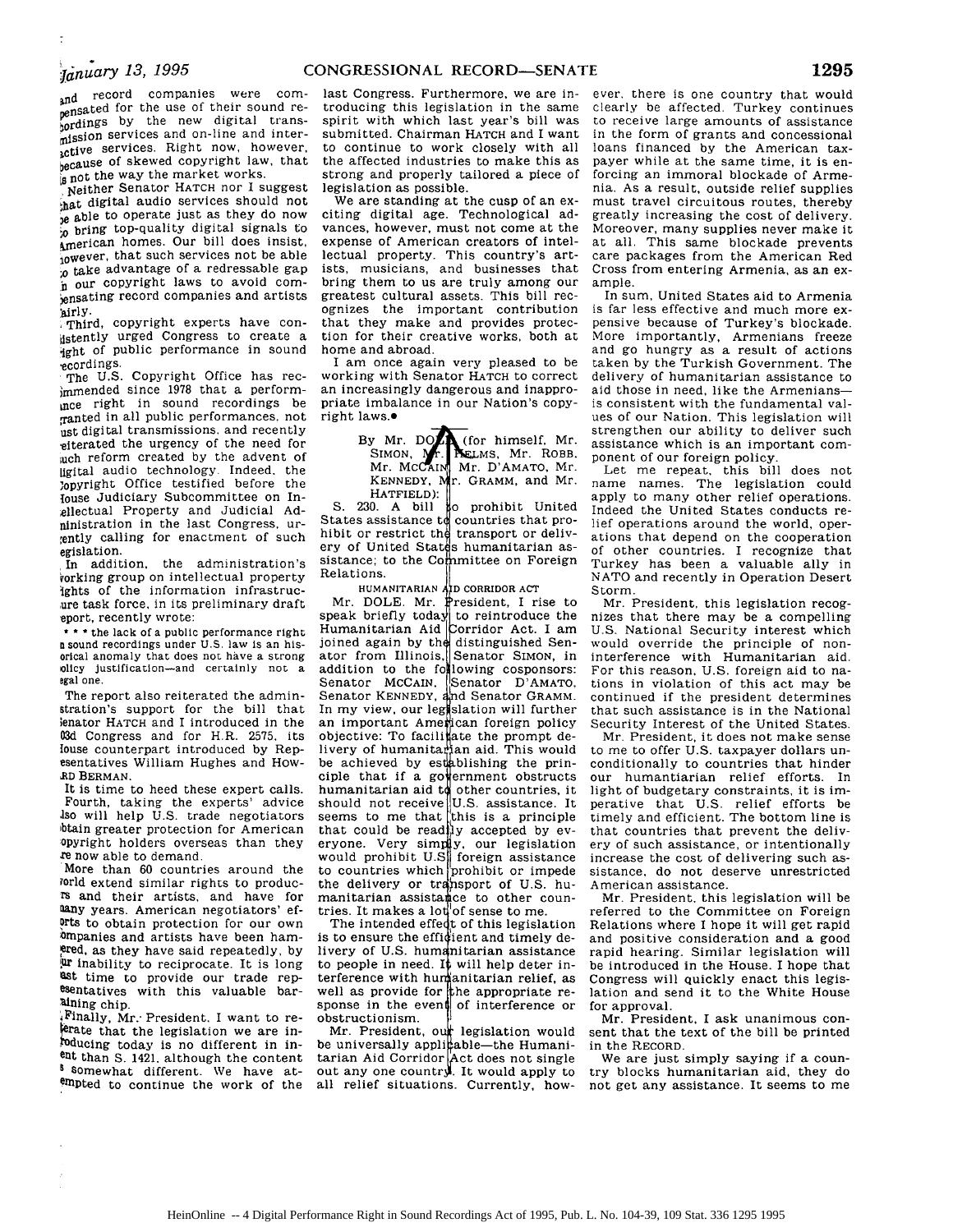and record companies were compensated for the use of their sound recordings by the new digital transmission services and on-line and interactive services. Right now, however, because of skewed copyright law, that is not the way the market works.

Neither Senator HATCH nor I suggest that digital audio services should not be able to operate just as they do now to bring top-quality digital signals to American homes. Our bill does insist, however, that such services not be able to take advantage of a redressable gap in our copyright laws to avoid compensating record companies and artists fairly.

Third, copyright experts have consistently urged Congress to create a right of public performance in sound recordings.

The U.S. Copyright Office has recommended since 1978 that a performance right in sound recordings be granted in all public performances, not just digital transmissions, and recently reiterated the urgency of the need for such reform created by the advent of digital audio technology. Indeed, the Copyright Office testified before the House Judiciary Subcommittee on Intellectual Property and Judicial Administration in the last Congress, urgently calling for enactment of such legislation.

In addition, the administration's working group on intellectual property rights of the information infrastructure task force, in its preliminary draft report, recently wrote:

> \* \* \* the lack of a public performance right in sound recordings under U.S. law is an historical anomaly that does not have a strong policy justification—and certainly not a legal one.

The report also reiterated the administration's support for the bill that Senator HATCH and I introduced in the 103d Congress and for H.R. 2575, its House counterpart introduced by Representatives William Hughes and HOWARD BERMAN.

It is time to heed these expert calls.

Fourth, taking the experts' advice also will help U.S. trade negotiators obtain greater protection for American copyright holders overseas than they are now able to demand.

More than 60 countries around the world extend similar rights to producers and their artists, and have for many years. American negotiators' efforts to obtain protection for our own companies and artists have been hampered, as they have said repeatedly, by our inability to reciprocate. It is long past time to provide our trade representatives with this valuable bargaining chip.

Finally, Mr. President, I want to reiterate that the legislation we are introducing today is no different in intent than S. 1421, although the content is somewhat different. We have attempted to continue the work of the last Congress. Furthermore, we are introducing this legislation in the same spirit with which last year's bill was submitted. Chairman HATCH and I want to continue to work closely with all the affected industries to make this as strong and properly tailored a piece of legislation as possible.

We are standing at the cusp of an exciting digital age. Technological advances, however, must not come at the expense of American creators of intellectual property. This country's artists, musicians, and businesses that bring them to us are truly among our greatest cultural assets. This bill recognizes the important contribution that they make and provides protection for their creative works, both at home and abroad.

I am once again very pleased to be working with Senator HATCH to correct an increasingly dangerous and inappropriate imbalance in our Nation's copyright laws.●

By Mr. DOLE (for himself, Mr. SIMON, Mr. HELMS, Mr. ROBB, Mr. MCCAIN, Mr. D'AMATO, Mr. KENNEDY, Mr. GRAMM, and Mr. HATFIELD):

S. 230. A bill to prohibit United States assistance to countries that prohibit or restrict the transport or delivery of United States humanitarian assistance; to the Committee on Foreign Relations.

HUMANITARIAN AID CORRIDOR ACT

Mr. DOLE. Mr. President, I rise to speak briefly today to reintroduce the Humanitarian Aid Corridor Act. I am joined again by the distinguished Senator from Illinois, Senator SIMON, in addition to the following cosponsors: Senator MCCAIN, Senator D'AMATO, Senator KENNEDY, and Senator GRAMM. In my view, our legislation will further an important American foreign policy objective: To facilitate the prompt delivery of humanitarian aid. This would be achieved by establishing the principle that if a government obstructs humanitarian aid to other countries, it should not receive U.S. assistance. It seems to me that this is a principle that could be readily accepted by everyone. Very simply, our legislation would prohibit U.S. foreign assistance to countries which prohibit or impede the delivery or transport of U.S. humanitarian assistance to other countries. It makes a lot of sense to me.

The intended effect of this legislation is to ensure the efficient and timely delivery of U.S. humanitarian assistance to people in need. It will help deter interference with humanitarian relief, as well as provide for the appropriate response in the event of interference or obstructionism.

Mr. President, our legislation would be universally applicable—the Humanitarian Aid Corridor Act does not single out any one country. It would apply to all relief situations. Currently, however, there is one country that would clearly be affected. Turkey continues to receive large amounts of assistance in the form of grants and concessional loans financed by the American taxpayer while at the same time, it is enforcing an immoral blockade of Armenia. As a result, outside relief supplies must travel circuitous routes, thereby greatly increasing the cost of delivery. Moreover, many supplies never make it at all. This same blockade prevents care packages from the American Red Cross from entering Armenia, as an example.

In sum, United States aid to Armenia is far less effective and much more expensive because of Turkey's blockade. More importantly, Armenians freeze and go hungry as a result of actions taken by the Turkish Government. The delivery of humanitarian assistance to aid those in need, like the Armenians—is consistent with the fundamental values of our Nation. This legislation will strengthen our ability to deliver such assistance which is an important component of our foreign policy.

Let me repeat, this bill does not name names. The legislation could apply to many other relief operations. Indeed the United States conducts relief operations around the world, operations that depend on the cooperation of other countries. I recognize that Turkey has been a valuable ally in NATO and recently in Operation Desert Storm.

Mr. President, this legislation recognizes that there may be a compelling U.S. National Security interest which would override the principle of noninterference with Humanitarian aid. For this reason, U.S. foreign aid to nations in violation of this act may be continued if the president determines that such assistance is in the National Security Interest of the United States.

Mr. President, it does not make sense to me to offer U.S. taxpayer dollars unconditionally to countries that hinder our humantiarian relief efforts. In light of budgetary constraints, it is imperative that U.S. relief efforts be timely and efficient. The bottom line is that countries that prevent the delivery of such assistance, or intentionally increase the cost of delivering such assistance, do not deserve unrestricted American assistance.

Mr. President, this legislation will be referred to the Committee on Foreign Relations where I hope it will get rapid and positive consideration and a good rapid hearing. Similar legislation will be introduced in the House. I hope that Congress will quickly enact this legislation and send it to the White House for approval.

Mr. President, I ask unanimous consent that the text of the bill be printed in the RECORD.

We are just simply saying if a country blocks humanitarian aid, they do not get any assistance. It seems to me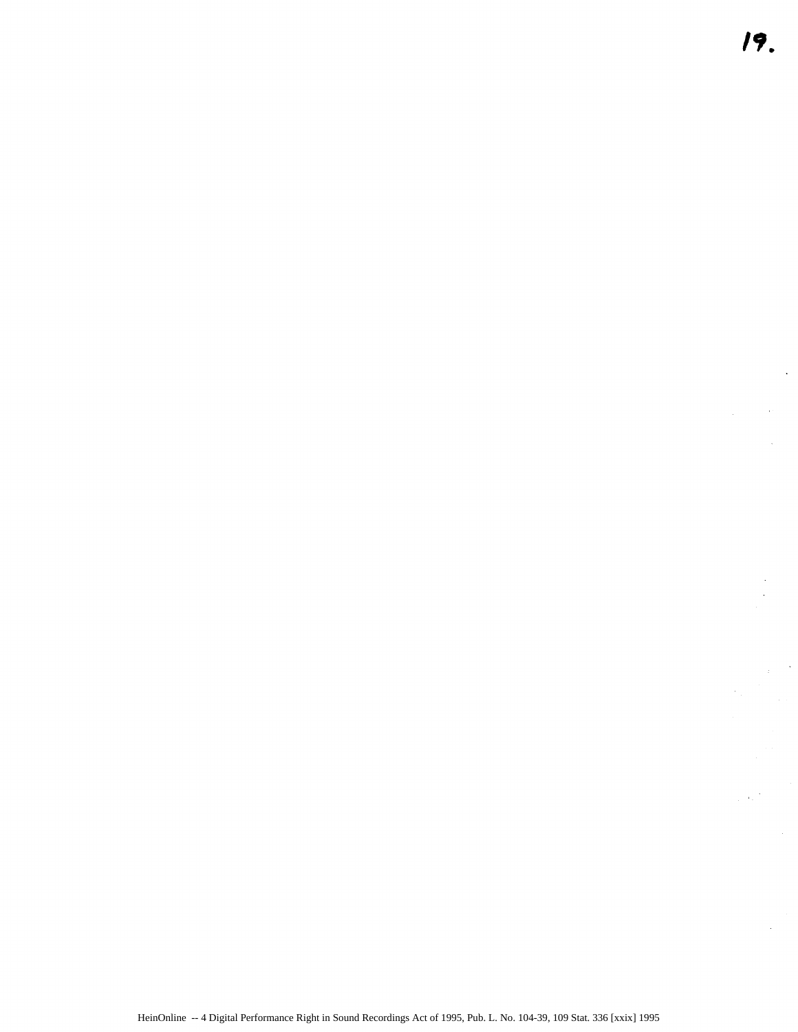19.